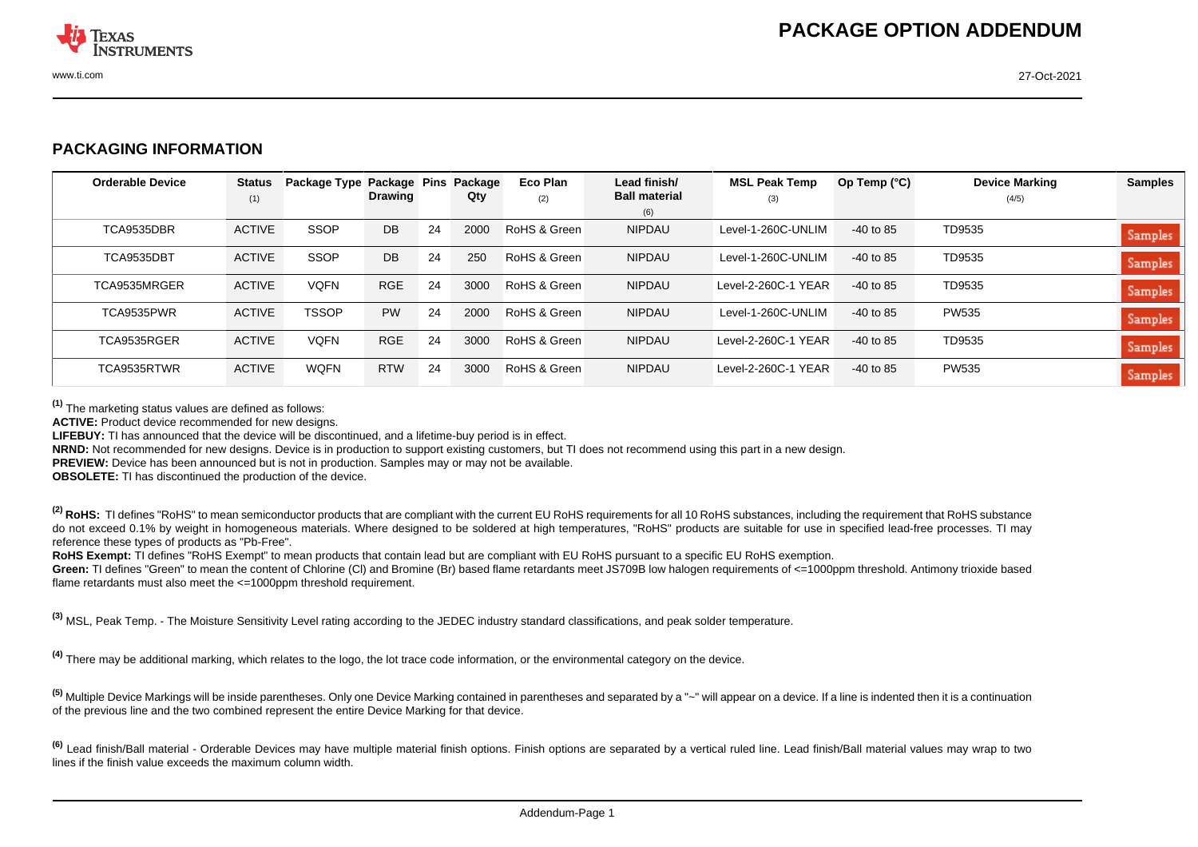# PACKAGE OPTION ADDENDUM

## PACKAGING INFORMATION

| Orderable Device | Status (1) | Package Type | Package Drawing | Pins | Package Qty | Eco Plan (2) | Lead finish/ Ball material (6) | MSL Peak Temp (3) | Op Temp (°C) | Device Marking (4/5) | Samples |
|---|---|---|---|---|---|---|---|---|---|---|---|
| TCA9535DBR | ACTIVE | SSOP | DB | 24 | 2000 | RoHS & Green | NIPDAU | Level-1-260C-UNLIM | -40 to 85 | TD9535 | Samples |
| TCA9535DBT | ACTIVE | SSOP | DB | 24 | 250 | RoHS & Green | NIPDAU | Level-1-260C-UNLIM | -40 to 85 | TD9535 | Samples |
| TCA9535MRGER | ACTIVE | VQFN | RGE | 24 | 3000 | RoHS & Green | NIPDAU | Level-2-260C-1 YEAR | -40 to 85 | TD9535 | Samples |
| TCA9535PWR | ACTIVE | TSSOP | PW | 24 | 2000 | RoHS & Green | NIPDAU | Level-1-260C-UNLIM | -40 to 85 | PW535 | Samples |
| TCA9535RGER | ACTIVE | VQFN | RGE | 24 | 3000 | RoHS & Green | NIPDAU | Level-2-260C-1 YEAR | -40 to 85 | TD9535 | Samples |
| TCA9535RTWR | ACTIVE | WQFN | RTW | 24 | 3000 | RoHS & Green | NIPDAU | Level-2-260C-1 YEAR | -40 to 85 | PW535 | Samples |

[1] The marketing status values are defined as follows:
**ACTIVE:** Product device recommended for new designs.
**LIFEBUY:** TI has announced that the device will be discontinued, and a lifetime-buy period is in effect.
**NRND:** Not recommended for new designs. Device is in production to support existing customers, but TI does not recommend using this part in a new design.
**PREVIEW:** Device has been announced but is not in production. Samples may or may not be available.
**OBSOLETE:** TI has discontinued the production of the device.

[2] **RoHS:** TI defines "RoHS" to mean semiconductor products that are compliant with the current EU RoHS requirements for all 10 RoHS substances, including the requirement that RoHS substance do not exceed 0.1% by weight in homogeneous materials. Where designed to be soldered at high temperatures, "RoHS" products are suitable for use in specified lead-free processes. TI may reference these types of products as "Pb-Free".
**RoHS Exempt:** TI defines "RoHS Exempt" to mean products that contain lead but are compliant with EU RoHS pursuant to a specific EU RoHS exemption.
**Green:** TI defines "Green" to mean the content of Chlorine (Cl) and Bromine (Br) based flame retardants meet JS709B low halogen requirements of <=1000ppm threshold. Antimony trioxide based flame retardants must also meet the <=1000ppm threshold requirement.

[3] MSL, Peak Temp. - The Moisture Sensitivity Level rating according to the JEDEC industry standard classifications, and peak solder temperature.

[4] There may be additional marking, which relates to the logo, the lot trace code information, or the environmental category on the device.

[5] Multiple Device Markings will be inside parentheses. Only one Device Marking contained in parentheses and separated by a "~" will appear on a device. If a line is indented then it is a continuation of the previous line and the two combined represent the entire Device Marking for that device.

[6] Lead finish/Ball material - Orderable Devices may have multiple material finish options. Finish options are separated by a vertical ruled line. Lead finish/Ball material values may wrap to two lines if the finish value exceeds the maximum column width.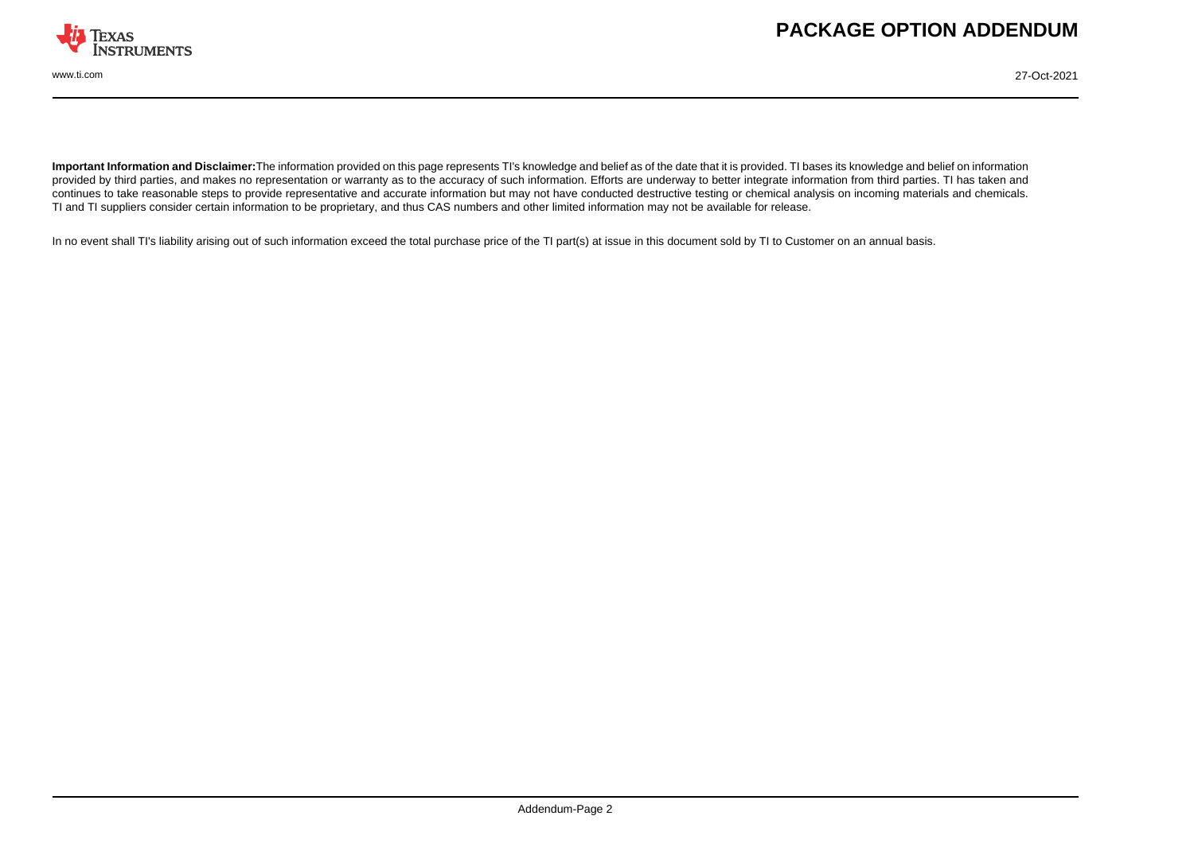**Important Information and Disclaimer:** The information provided on this page represents TI's knowledge and belief as of the date that it is provided. TI bases its knowledge and belief on information provided by third parties, and makes no representation or warranty as to the accuracy of such information. Efforts are underway to better integrate information from third parties. TI has taken and continues to take reasonable steps to provide representative and accurate information but may not have conducted destructive testing or chemical analysis on incoming materials and chemicals. TI and TI suppliers consider certain information to be proprietary, and thus CAS numbers and other limited information may not be available for release.

In no event shall TI's liability arising out of such information exceed the total purchase price of the TI part(s) at issue in this document sold by TI to Customer on an annual basis.